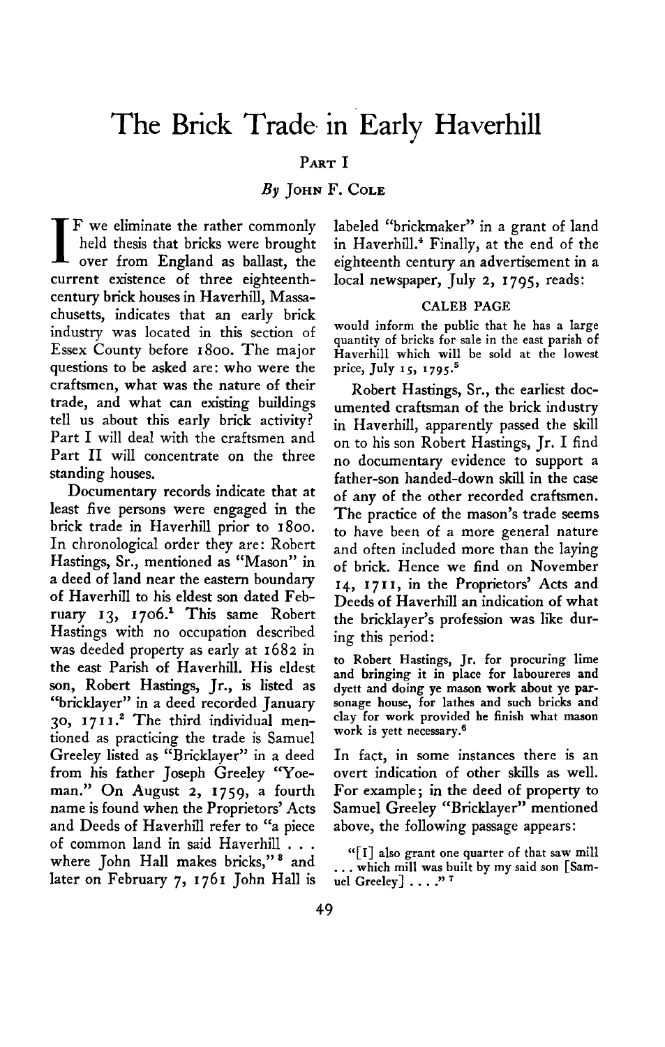# The Brick Trade in Early Haverhill

## Part I

*By* John F. Cole

If we eliminate the rather commonly held thesis that bricks were brought over from England as ballast, the current existence of three eighteenth-century brick houses in Haverhill, Massachusetts, indicates that an early brick industry was located in this section of Essex County before 1800. The major questions to be asked are: who were the craftsmen, what was the nature of their trade, and what can existing buildings tell us about this early brick activity? Part I will deal with the craftsmen and Part II will concentrate on the three standing houses.

Documentary records indicate that at least five persons were engaged in the brick trade in Haverhill prior to 1800. In chronological order they are: Robert Hastings, Sr., mentioned as "Mason" in a deed of land near the eastern boundary of Haverhill to his eldest son dated February 13, 1706.[1] This same Robert Hastings with no occupation described was deeded property as early at 1682 in the east Parish of Haverhill. His eldest son, Robert Hastings, Jr., is listed as "bricklayer" in a deed recorded January 30, 1711.[2] The third individual mentioned as practicing the trade is Samuel Greeley listed as "Bricklayer" in a deed from his father Joseph Greeley "Yoeman." On August 2, 1759, a fourth name is found when the Proprietors' Acts and Deeds of Haverhill refer to "a piece of common land in said Haverhill . . . where John Hall makes bricks,"[3] and later on February 7, 1761 John Hall is labeled "brickmaker" in a grant of land in Haverhill.[4] Finally, at the end of the eighteenth century an advertisement in a local newspaper, July 2, 1795, reads:

> CALEB PAGE
>
> would inform the public that he has a large quantity of bricks for sale in the east parish of Haverhill which will be sold at the lowest price, July 15, 1795.[5]

Robert Hastings, Sr., the earliest documented craftsman of the brick industry in Haverhill, apparently passed the skill on to his son Robert Hastings, Jr. I find no documentary evidence to support a father-son handed-down skill in the case of any of the other recorded craftsmen. The practice of the mason's trade seems to have been of a more general nature and often included more than the laying of brick. Hence we find on November 14, 1711, in the Proprietors' Acts and Deeds of Haverhill an indication of what the bricklayer's profession was like during this period:

> to Robert Hastings, Jr. for procuring lime and bringing it in place for laboureres and dyett and doing ye mason work about ye parsonage house, for lathes and such bricks and clay for work provided he finish what mason work is yett necessary.[6]

In fact, in some instances there is an overt indication of other skills as well. For example; in the deed of property to Samuel Greeley "Bricklayer" mentioned above, the following passage appears:

> "[I] also grant one quarter of that saw mill . . . which mill was built by my said son [Samuel Greeley] . . . ."[7]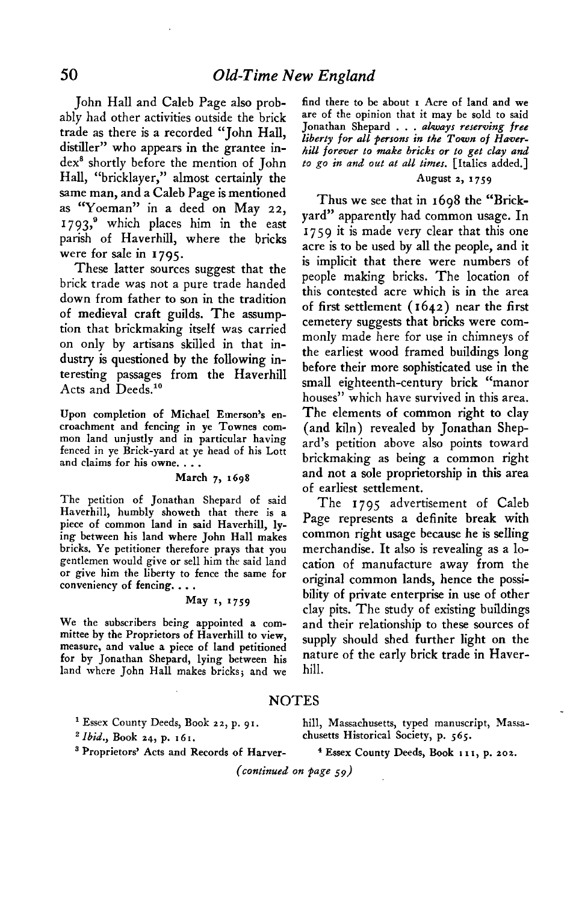John Hall and Caleb Page also probably had other activities outside the brick trade as there is a recorded "John Hall, distiller" who appears in the grantee index[8] shortly before the mention of John Hall, "bricklayer," almost certainly the same man, and a Caleb Page is mentioned as "Yoeman" in a deed on May 22, 1793,[9] which places him in the east parish of Haverhill, where the bricks were for sale in 1795.

These latter sources suggest that the brick trade was not a pure trade handed down from father to son in the tradition of medieval craft guilds. The assumption that brickmaking itself was carried on only by artisans skilled in that industry is questioned by the following interesting passages from the Haverhill Acts and Deeds.[10]

> Upon completion of Michael Emerson's encroachment and fencing in ye Townes common land unjustly and in particular having fenced in ye Brick-yard at ye head of his Lott and claims for his owne. . . .
>
> March 7, 1698

> The petition of Jonathan Shepard of said Haverhill, humbly showeth that there is a piece of common land in said Haverhill, lying between his land where John Hall makes bricks. Ye petitioner therefore prays that you gentlemen would give or sell him the said land or give him the liberty to fence the same for conveniency of fencing. . . .
>
> May 1, 1759

> We the subscribers being appointed a committee by the Proprietors of Haverhill to view, measure, and value a piece of land petitioned for by Jonathan Shepard, lying between his land where John Hall makes bricks; and we find there to be about 1 Acre of land and we are of the opinion that it may be sold to said Jonathan Shepard . . . *always reserving free liberty for all persons in the Town of Haverhill forever to make bricks or to get clay and to go in and out at all times.* [Italics added.]
>
> August 2, 1759

Thus we see that in 1698 the "Brickyard" apparently had common usage. In 1759 it is made very clear that this one acre is to be used by all the people, and it is implicit that there were numbers of people making bricks. The location of this contested acre which is in the area of first settlement (1642) near the first cemetery suggests that bricks were commonly made here for use in chimneys of the earliest wood framed buildings long before their more sophisticated use in the small eighteenth-century brick "manor houses" which have survived in this area. The elements of common right to clay (and kiln) revealed by Jonathan Shepard's petition above also points toward brickmaking as being a common right and not a sole proprietorship in this area of earliest settlement.

The 1795 advertisement of Caleb Page represents a definite break with common right usage because he is selling merchandise. It also is revealing as a location of manufacture away from the original common lands, hence the possibility of private enterprise in use of other clay pits. The study of existing buildings and their relationship to these sources of supply should shed further light on the nature of the early brick trade in Haverhill.

## NOTES

[1] Essex County Deeds, Book 22, p. 91.

[2] *Ibid.*, Book 24, p. 161.

[3] Proprietors' Acts and Records of Harverhill, Massachusetts, typed manuscript, Massachusetts Historical Society, p. 565.

[4] Essex County Deeds, Book 111, p. 202.

*(continued on page 59)*